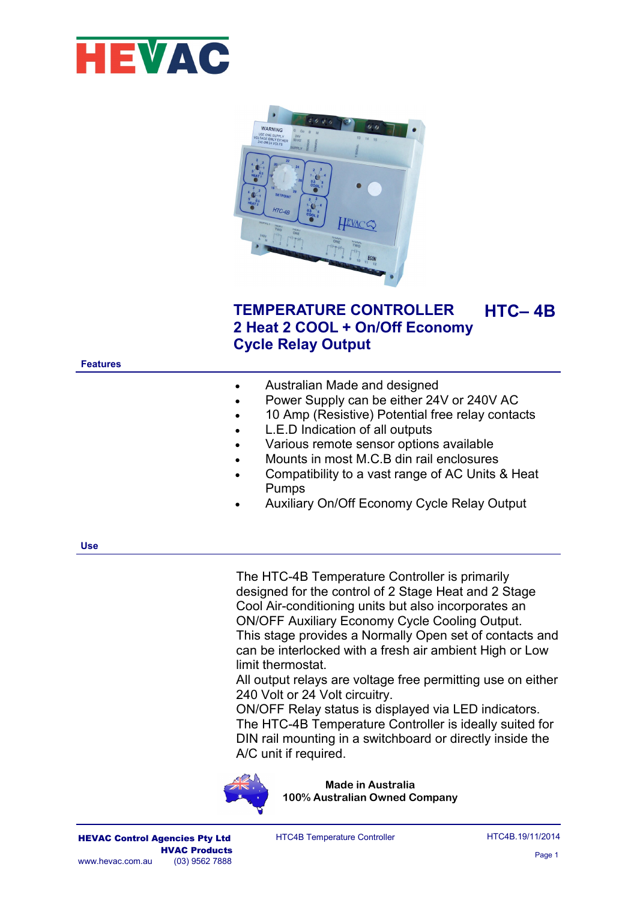# TEMPERATURE CONTROLLER HTC– 4B

## 2 Heat 2 COOL + On/Off Economy Cycle Relay Output

### Features

- Australian Made and designed
- Power Supply can be either 24V or 240V AC
- 10 Amp (Resistive) Potential free relay contacts
- L.E.D Indication of all outputs
- Various remote sensor options available
- Mounts in most M.C.B din rail enclosures
- Compatibility to a vast range of AC Units & Heat Pumps
- Auxiliary On/Off Economy Cycle Relay Output

### Use

The HTC-4B Temperature Controller is primarily designed for the control of 2 Stage Heat and 2 Stage Cool Air-conditioning units but also incorporates an ON/OFF Auxiliary Economy Cycle Cooling Output.
This stage provides a Normally Open set of contacts and can be interlocked with a fresh air ambient High or Low limit thermostat.
All output relays are voltage free permitting use on either 240 Volt or 24 Volt circuitry.
ON/OFF Relay status is displayed via LED indicators.
The HTC-4B Temperature Controller is ideally suited for DIN rail mounting in a switchboard or directly inside the A/C unit if required.

**Made in Australia**
**100% Australian Owned Company**

**HEVAC Control Agencies Pty Ltd**
**HVAC Products**
www.hevac.com.au (03) 9562 7888

HTC4B Temperature Controller

HTC4B.19/11/2014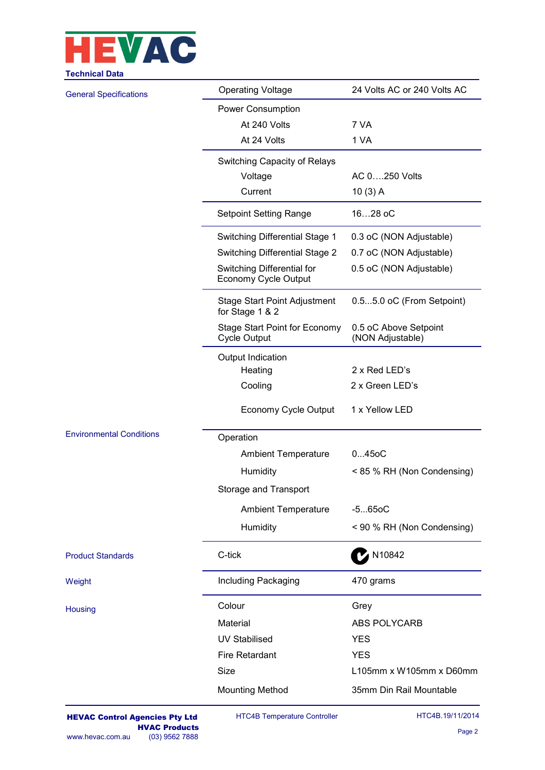## Technical Data

| | | |
|---|---|---|
| General Specifications | Operating Voltage | 24 Volts AC or 240 Volts AC |
| | Power Consumption | |
| | At 240 Volts | 7 VA |
| | At 24 Volts | 1 VA |
| | Switching Capacity of Relays | |
| | Voltage | AC 0….250 Volts |
| | Current | 10 (3) A |
| | Setpoint Setting Range | 16…28 oC |
| | Switching Differential Stage 1 | 0.3 oC (NON Adjustable) |
| | Switching Differential Stage 2 | 0.7 oC (NON Adjustable) |
| | Switching Differential for Economy Cycle Output | 0.5 oC (NON Adjustable) |
| | Stage Start Point Adjustment for Stage 1 & 2 | 0.5...5.0 oC (From Setpoint) |
| | Stage Start Point for Economy Cycle Output | 0.5 oC Above Setpoint (NON Adjustable) |
| | Output Indication | |
| | Heating | 2 x Red LED's |
| | Cooling | 2 x Green LED's |
| | Economy Cycle Output | 1 x Yellow LED |
| Environmental Conditions | Operation | |
| | Ambient Temperature | 0...45oC |
| | Humidity | < 85 % RH (Non Condensing) |
| | Storage and Transport | |
| | Ambient Temperature | -5...65oC |
| | Humidity | < 90 % RH (Non Condensing) |
| Product Standards | C-tick | N10842 |
| Weight | Including Packaging | 470 grams |
| Housing | Colour | Grey |
| | Material | ABS POLYCARB |
| | UV Stabilised | YES |
| | Fire Retardant | YES |
| | Size | L105mm x W105mm x D60mm |
| | Mounting Method | 35mm Din Rail Mountable |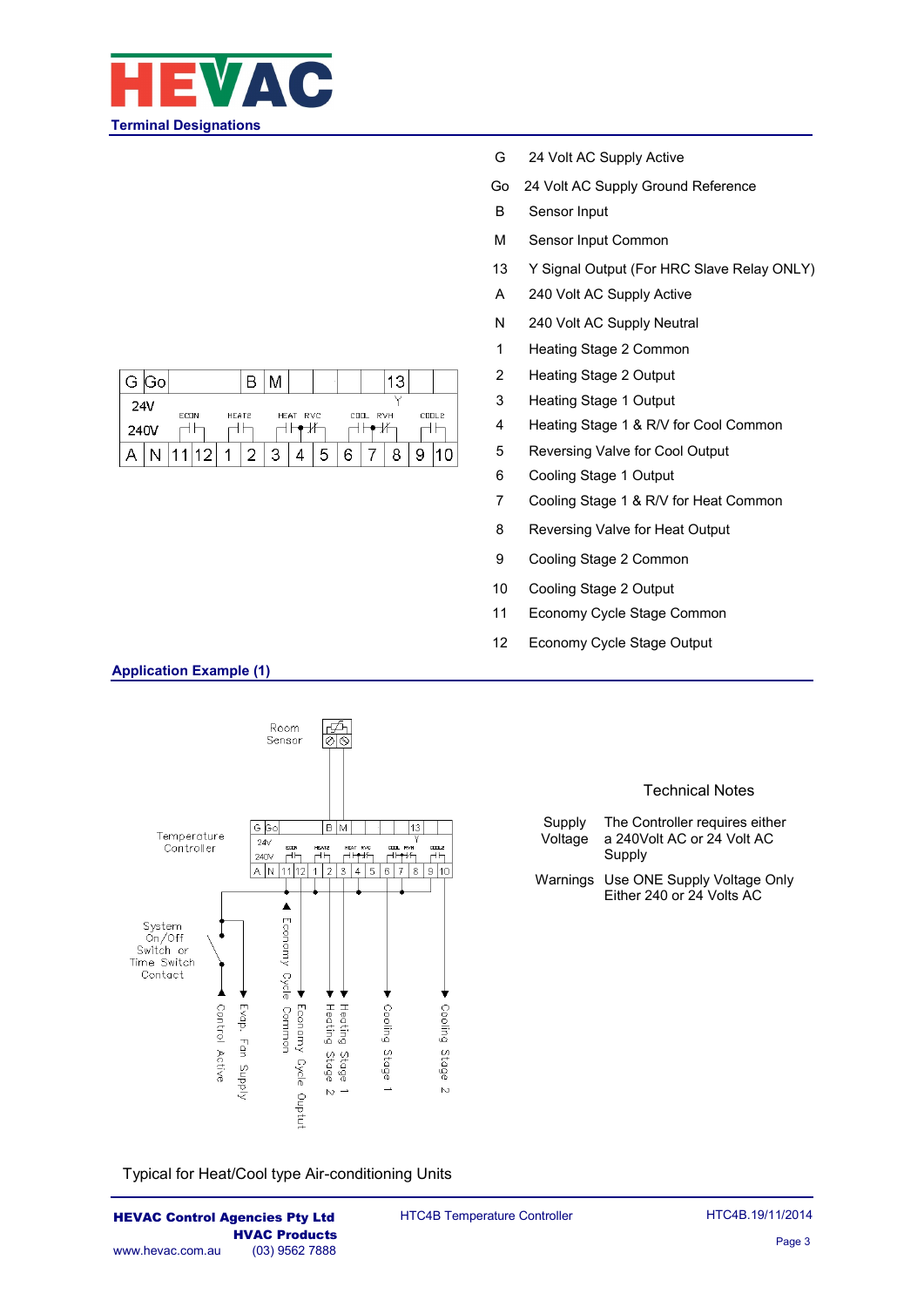## Terminal Designations

| Terminal | Designation |
|---|---|
| G | 24 Volt AC Supply Active |
| Go | 24 Volt AC Supply Ground Reference |
| B | Sensor Input |
| M | Sensor Input Common |
| 13 | Y Signal Output (For HRC Slave Relay ONLY) |
| A | 240 Volt AC Supply Active |
| N | 240 Volt AC Supply Neutral |
| 1 | Heating Stage 2 Common |
| 2 | Heating Stage 2 Output |
| 3 | Heating Stage 1 Output |
| 4 | Heating Stage 1 & R/V for Cool Common |
| 5 | Reversing Valve for Cool Output |
| 6 | Cooling Stage 1 Output |
| 7 | Cooling Stage 1 & R/V for Heat Common |
| 8 | Reversing Valve for Heat Output |
| 9 | Cooling Stage 2 Common |
| 10 | Cooling Stage 2 Output |
| 11 | Economy Cycle Stage Common |
| 12 | Economy Cycle Stage Output |

## Application Example (1)

Room Sensor

Temperature Controller

System On/Off Switch or Time Switch Contact

Control Active, Evap. Fan Supply, Economy Cycle Common, Economy Cycle Output, Heating Stage 2, Heating Stage 1, Cooling Stage 1, Cooling Stage 2

Typical for Heat/Cool type Air-conditioning Units

### Technical Notes

| | |
|---|---|
| Supply Voltage | The Controller requires either a 240Volt AC or 24 Volt AC Supply |
| Warnings | Use ONE Supply Voltage Only Either 240 or 24 Volts AC |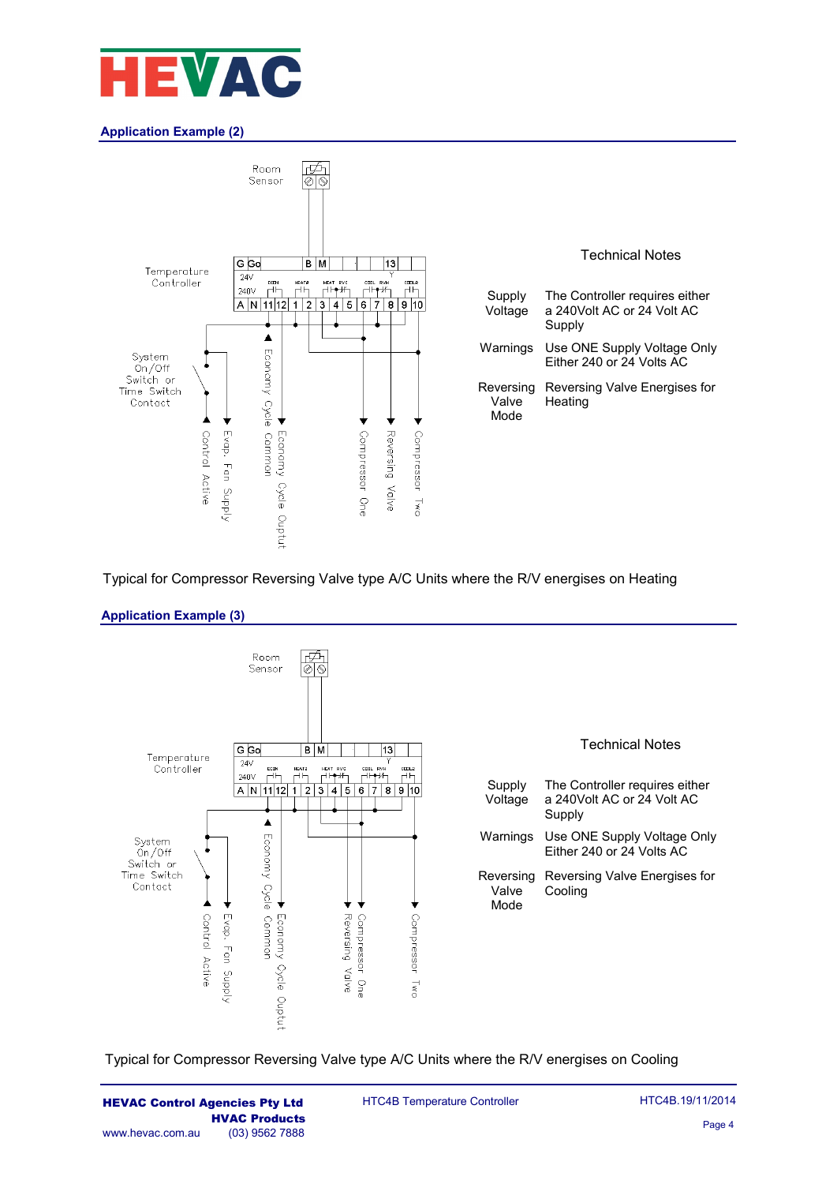### Application Example (2)

Room Sensor

Temperature Controller

G Go B M 13

24V

240V

ECON HEAT2 HEAT RVC COOL RVH COOL2

A N 11 12 1 2 3 4 5 6 7 8 9 10

System On/Off Switch or Time Switch Contact

Control Active

Evap. Fan Supply

Economy Cycle Common

Economy Cycle Ouptut

Compressor One

Reversing Valve

Compressor Two

Technical Notes

| | |
|---|---|
| Supply Voltage | The Controller requires either a 240Volt AC or 24 Volt AC Supply |
| Warnings | Use ONE Supply Voltage Only Either 240 or 24 Volts AC |
| Reversing Valve Mode | Reversing Valve Energises for Heating |

Typical for Compressor Reversing Valve type A/C Units where the R/V energises on Heating

### Application Example (3)

Room Sensor

Temperature Controller

G Go B M 13

24V

240V

ECON HEAT2 HEAT RVC COOL RVH COOL2

A N 11 12 1 2 3 4 5 6 7 8 9 10

System On/Off Switch or Time Switch Contact

Control Active

Evap. Fan Supply

Economy Cycle Common

Economy Cycle Ouptut

Reversing Valve

Compressor One

Compressor Two

Technical Notes

| | |
|---|---|
| Supply Voltage | The Controller requires either a 240Volt AC or 24 Volt AC Supply |
| Warnings | Use ONE Supply Voltage Only Either 240 or 24 Volts AC |
| Reversing Valve Mode | Reversing Valve Energises for Cooling |

Typical for Compressor Reversing Valve type A/C Units where the R/V energises on Cooling